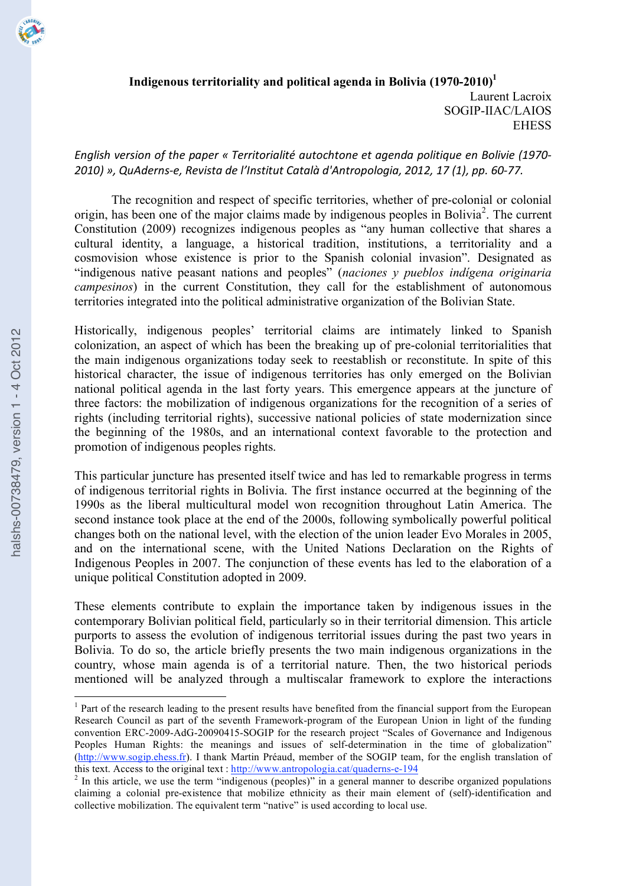**Indigenous territoriality and political agenda in Bolivia (1970-2010)**[1]

Laurent Lacroix
SOGIP-IIAC/LAIOS
EHESS

*English version of the paper « Territorialité autochtone et agenda politique en Bolivie (1970-2010) », QuAderns-e, Revista de l'Institut Català d'Antropologia, 2012, 17 (1), pp. 60-77.*

The recognition and respect of specific territories, whether of pre-colonial or colonial origin, has been one of the major claims made by indigenous peoples in Bolivia[2]. The current Constitution (2009) recognizes indigenous peoples as "any human collective that shares a cultural identity, a language, a historical tradition, institutions, a territoriality and a cosmovision whose existence is prior to the Spanish colonial invasion". Designated as "indigenous native peasant nations and peoples" (*naciones y pueblos indígena originaria campesinos*) in the current Constitution, they call for the establishment of autonomous territories integrated into the political administrative organization of the Bolivian State.

Historically, indigenous peoples' territorial claims are intimately linked to Spanish colonization, an aspect of which has been the breaking up of pre-colonial territorialities that the main indigenous organizations today seek to reestablish or reconstitute. In spite of this historical character, the issue of indigenous territories has only emerged on the Bolivian national political agenda in the last forty years. This emergence appears at the juncture of three factors: the mobilization of indigenous organizations for the recognition of a series of rights (including territorial rights), successive national policies of state modernization since the beginning of the 1980s, and an international context favorable to the protection and promotion of indigenous peoples rights.

This particular juncture has presented itself twice and has led to remarkable progress in terms of indigenous territorial rights in Bolivia. The first instance occurred at the beginning of the 1990s as the liberal multicultural model won recognition throughout Latin America. The second instance took place at the end of the 2000s, following symbolically powerful political changes both on the national level, with the election of the union leader Evo Morales in 2005, and on the international scene, with the United Nations Declaration on the Rights of Indigenous Peoples in 2007. The conjunction of these events has led to the elaboration of a unique political Constitution adopted in 2009.

These elements contribute to explain the importance taken by indigenous issues in the contemporary Bolivian political field, particularly so in their territorial dimension. This article purports to assess the evolution of indigenous territorial issues during the past two years in Bolivia. To do so, the article briefly presents the two main indigenous organizations in the country, whose main agenda is of a territorial nature. Then, the two historical periods mentioned will be analyzed through a multiscalar framework to explore the interactions

---

[1] Part of the research leading to the present results have benefited from the financial support from the European Research Council as part of the seventh Framework-program of the European Union in light of the funding convention ERC-2009-AdG-20090415-SOGIP for the research project "Scales of Governance and Indigenous Peoples Human Rights: the meanings and issues of self-determination in the time of globalization" (http://www.sogip.ehess.fr). I thank Martin Préaud, member of the SOGIP team, for the english translation of this text. Access to the original text : http://www.antropologia.cat/quaderns-e-194

[2] In this article, we use the term "indigenous (peoples)" in a general manner to describe organized populations claiming a colonial pre-existence that mobilize ethnicity as their main element of (self)-identification and collective mobilization. The equivalent term "native" is used according to local use.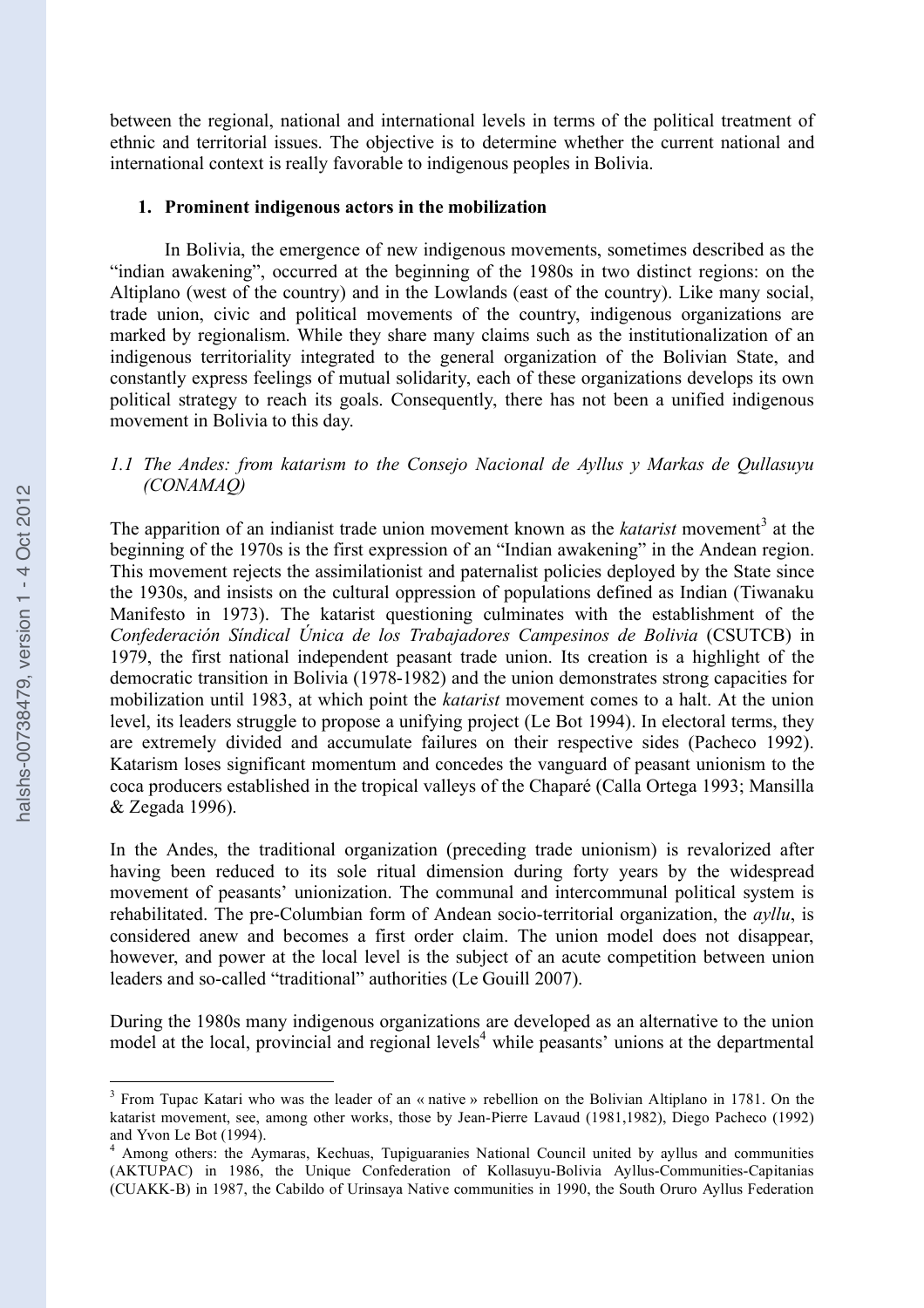between the regional, national and international levels in terms of the political treatment of ethnic and territorial issues. The objective is to determine whether the current national and international context is really favorable to indigenous peoples in Bolivia.

## 1. Prominent indigenous actors in the mobilization

In Bolivia, the emergence of new indigenous movements, sometimes described as the "indian awakening", occurred at the beginning of the 1980s in two distinct regions: on the Altiplano (west of the country) and in the Lowlands (east of the country). Like many social, trade union, civic and political movements of the country, indigenous organizations are marked by regionalism. While they share many claims such as the institutionalization of an indigenous territoriality integrated to the general organization of the Bolivian State, and constantly express feelings of mutual solidarity, each of these organizations develops its own political strategy to reach its goals. Consequently, there has not been a unified indigenous movement in Bolivia to this day.

### *1.1 The Andes: from katarism to the Consejo Nacional de Ayllus y Markas de Qullasuyu (CONAMAQ)*

The apparition of an indianist trade union movement known as the *katarist* movement[3] at the beginning of the 1970s is the first expression of an "Indian awakening" in the Andean region. This movement rejects the assimilationist and paternalist policies deployed by the State since the 1930s, and insists on the cultural oppression of populations defined as Indian (Tiwanaku Manifesto in 1973). The katarist questioning culminates with the establishment of the *Confederación Síndical Única de los Trabajadores Campesinos de Bolivia* (CSUTCB) in 1979, the first national independent peasant trade union. Its creation is a highlight of the democratic transition in Bolivia (1978-1982) and the union demonstrates strong capacities for mobilization until 1983, at which point the *katarist* movement comes to a halt. At the union level, its leaders struggle to propose a unifying project (Le Bot 1994). In electoral terms, they are extremely divided and accumulate failures on their respective sides (Pacheco 1992). Katarism loses significant momentum and concedes the vanguard of peasant unionism to the coca producers established in the tropical valleys of the Chaparé (Calla Ortega 1993; Mansilla & Zegada 1996).

In the Andes, the traditional organization (preceding trade unionism) is revalorized after having been reduced to its sole ritual dimension during forty years by the widespread movement of peasants' unionization. The communal and intercommunal political system is rehabilitated. The pre-Columbian form of Andean socio-territorial organization, the *ayllu*, is considered anew and becomes a first order claim. The union model does not disappear, however, and power at the local level is the subject of an acute competition between union leaders and so-called "traditional" authorities (Le Gouill 2007).

During the 1980s many indigenous organizations are developed as an alternative to the union model at the local, provincial and regional levels[4] while peasants' unions at the departmental

---

[3] From Tupac Katari who was the leader of an « native » rebellion on the Bolivian Altiplano in 1781. On the katarist movement, see, among other works, those by Jean-Pierre Lavaud (1981,1982), Diego Pacheco (1992) and Yvon Le Bot (1994).

[4] Among others: the Aymaras, Kechuas, Tupiguaranies National Council united by ayllus and communities (AKTUPAC) in 1986, the Unique Confederation of Kollasuyu-Bolivia Ayllus-Communities-Capitanias (CUAKK-B) in 1987, the Cabildo of Urinsaya Native communities in 1990, the South Oruro Ayllus Federation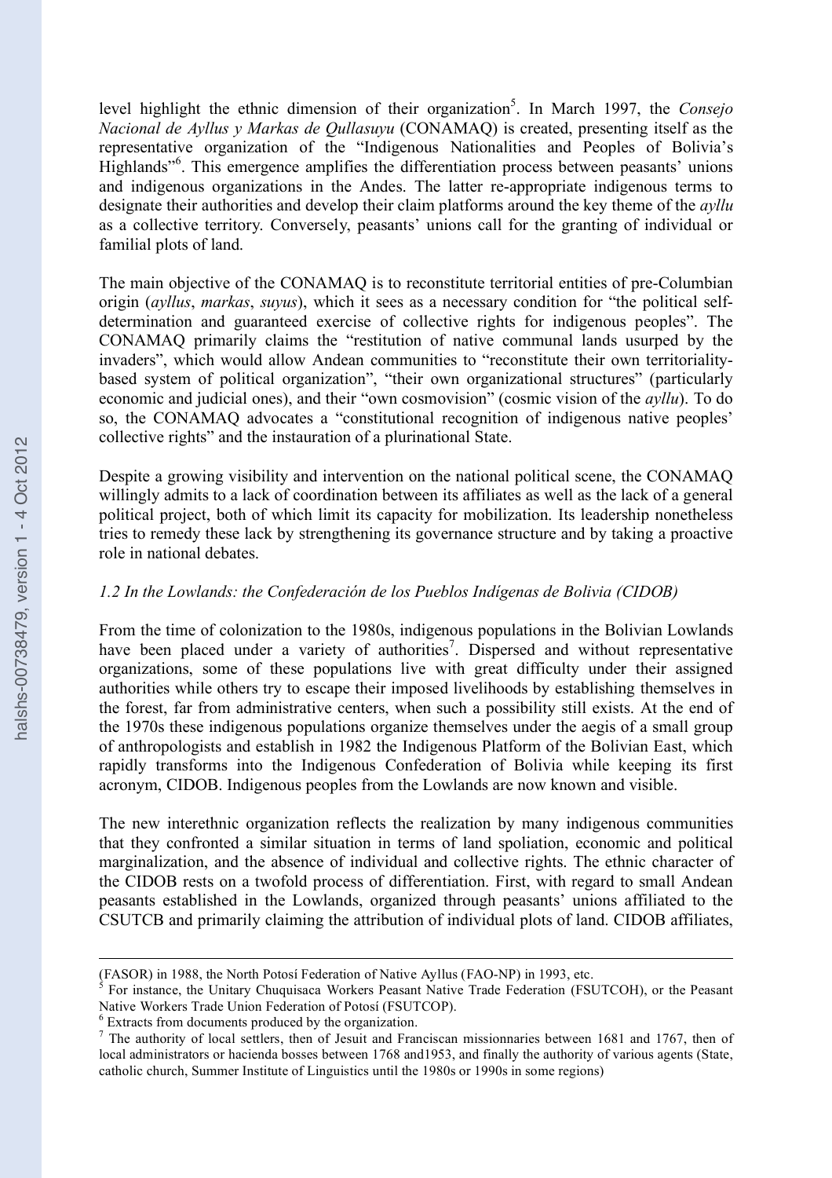level highlight the ethnic dimension of their organization[5]. In March 1997, the *Consejo Nacional de Ayllus y Markas de Qullasuyu* (CONAMAQ) is created, presenting itself as the representative organization of the "Indigenous Nationalities and Peoples of Bolivia's Highlands"[6]. This emergence amplifies the differentiation process between peasants' unions and indigenous organizations in the Andes. The latter re-appropriate indigenous terms to designate their authorities and develop their claim platforms around the key theme of the *ayllu* as a collective territory. Conversely, peasants' unions call for the granting of individual or familial plots of land.

The main objective of the CONAMAQ is to reconstitute territorial entities of pre-Columbian origin (*ayllus*, *markas*, *suyus*), which it sees as a necessary condition for "the political self-determination and guaranteed exercise of collective rights for indigenous peoples". The CONAMAQ primarily claims the "restitution of native communal lands usurped by the invaders", which would allow Andean communities to "reconstitute their own territoriality-based system of political organization", "their own organizational structures" (particularly economic and judicial ones), and their "own cosmovision" (cosmic vision of the *ayllu*). To do so, the CONAMAQ advocates a "constitutional recognition of indigenous native peoples' collective rights" and the instauration of a plurinational State.

Despite a growing visibility and intervention on the national political scene, the CONAMAQ willingly admits to a lack of coordination between its affiliates as well as the lack of a general political project, both of which limit its capacity for mobilization. Its leadership nonetheless tries to remedy these lack by strengthening its governance structure and by taking a proactive role in national debates.

### *1.2 In the Lowlands: the Confederación de los Pueblos Indígenas de Bolivia (CIDOB)*

From the time of colonization to the 1980s, indigenous populations in the Bolivian Lowlands have been placed under a variety of authorities[7]. Dispersed and without representative organizations, some of these populations live with great difficulty under their assigned authorities while others try to escape their imposed livelihoods by establishing themselves in the forest, far from administrative centers, when such a possibility still exists. At the end of the 1970s these indigenous populations organize themselves under the aegis of a small group of anthropologists and establish in 1982 the Indigenous Platform of the Bolivian East, which rapidly transforms into the Indigenous Confederation of Bolivia while keeping its first acronym, CIDOB. Indigenous peoples from the Lowlands are now known and visible.

The new interethnic organization reflects the realization by many indigenous communities that they confronted a similar situation in terms of land spoliation, economic and political marginalization, and the absence of individual and collective rights. The ethnic character of the CIDOB rests on a twofold process of differentiation. First, with regard to small Andean peasants established in the Lowlands, organized through peasants' unions affiliated to the CSUTCB and primarily claiming the attribution of individual plots of land. CIDOB affiliates,

---

(FASOR) in 1988, the North Potosí Federation of Native Ayllus (FAO-NP) in 1993, etc.

[5] For instance, the Unitary Chuquisaca Workers Peasant Native Trade Federation (FSUTCOH), or the Peasant Native Workers Trade Union Federation of Potosí (FSUTCOP).

[6] Extracts from documents produced by the organization.

[7] The authority of local settlers, then of Jesuit and Franciscan missionnaries between 1681 and 1767, then of local administrators or hacienda bosses between 1768 and1953, and finally the authority of various agents (State, catholic church, Summer Institute of Linguistics until the 1980s or 1990s in some regions)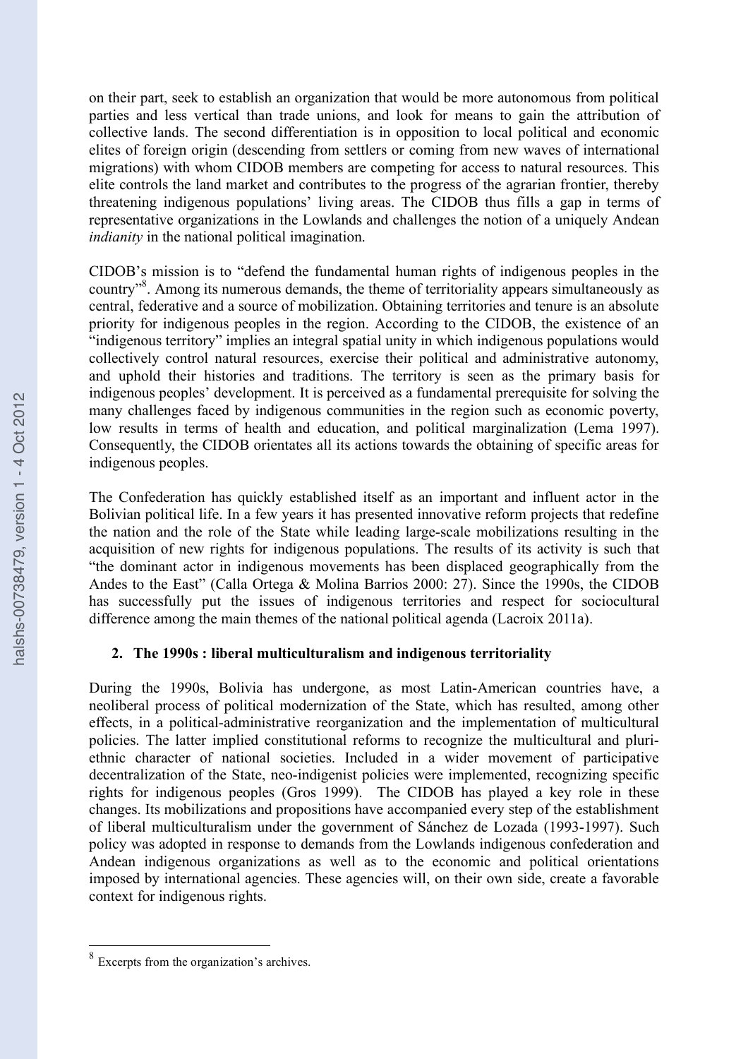on their part, seek to establish an organization that would be more autonomous from political parties and less vertical than trade unions, and look for means to gain the attribution of collective lands. The second differentiation is in opposition to local political and economic elites of foreign origin (descending from settlers or coming from new waves of international migrations) with whom CIDOB members are competing for access to natural resources. This elite controls the land market and contributes to the progress of the agrarian frontier, thereby threatening indigenous populations' living areas. The CIDOB thus fills a gap in terms of representative organizations in the Lowlands and challenges the notion of a uniquely Andean *indianity* in the national political imagination.

CIDOB's mission is to "defend the fundamental human rights of indigenous peoples in the country"[8]. Among its numerous demands, the theme of territoriality appears simultaneously as central, federative and a source of mobilization. Obtaining territories and tenure is an absolute priority for indigenous peoples in the region. According to the CIDOB, the existence of an "indigenous territory" implies an integral spatial unity in which indigenous populations would collectively control natural resources, exercise their political and administrative autonomy, and uphold their histories and traditions. The territory is seen as the primary basis for indigenous peoples' development. It is perceived as a fundamental prerequisite for solving the many challenges faced by indigenous communities in the region such as economic poverty, low results in terms of health and education, and political marginalization (Lema 1997). Consequently, the CIDOB orientates all its actions towards the obtaining of specific areas for indigenous peoples.

The Confederation has quickly established itself as an important and influent actor in the Bolivian political life. In a few years it has presented innovative reform projects that redefine the nation and the role of the State while leading large-scale mobilizations resulting in the acquisition of new rights for indigenous populations. The results of its activity is such that "the dominant actor in indigenous movements has been displaced geographically from the Andes to the East" (Calla Ortega & Molina Barrios 2000: 27). Since the 1990s, the CIDOB has successfully put the issues of indigenous territories and respect for sociocultural difference among the main themes of the national political agenda (Lacroix 2011a).

## 2. The 1990s : liberal multiculturalism and indigenous territoriality

During the 1990s, Bolivia has undergone, as most Latin-American countries have, a neoliberal process of political modernization of the State, which has resulted, among other effects, in a political-administrative reorganization and the implementation of multicultural policies. The latter implied constitutional reforms to recognize the multicultural and pluri-ethnic character of national societies. Included in a wider movement of participative decentralization of the State, neo-indigenist policies were implemented, recognizing specific rights for indigenous peoples (Gros 1999). The CIDOB has played a key role in these changes. Its mobilizations and propositions have accompanied every step of the establishment of liberal multiculturalism under the government of Sánchez de Lozada (1993-1997). Such policy was adopted in response to demands from the Lowlands indigenous confederation and Andean indigenous organizations as well as to the economic and political orientations imposed by international agencies. These agencies will, on their own side, create a favorable context for indigenous rights.

[8] Excerpts from the organization's archives.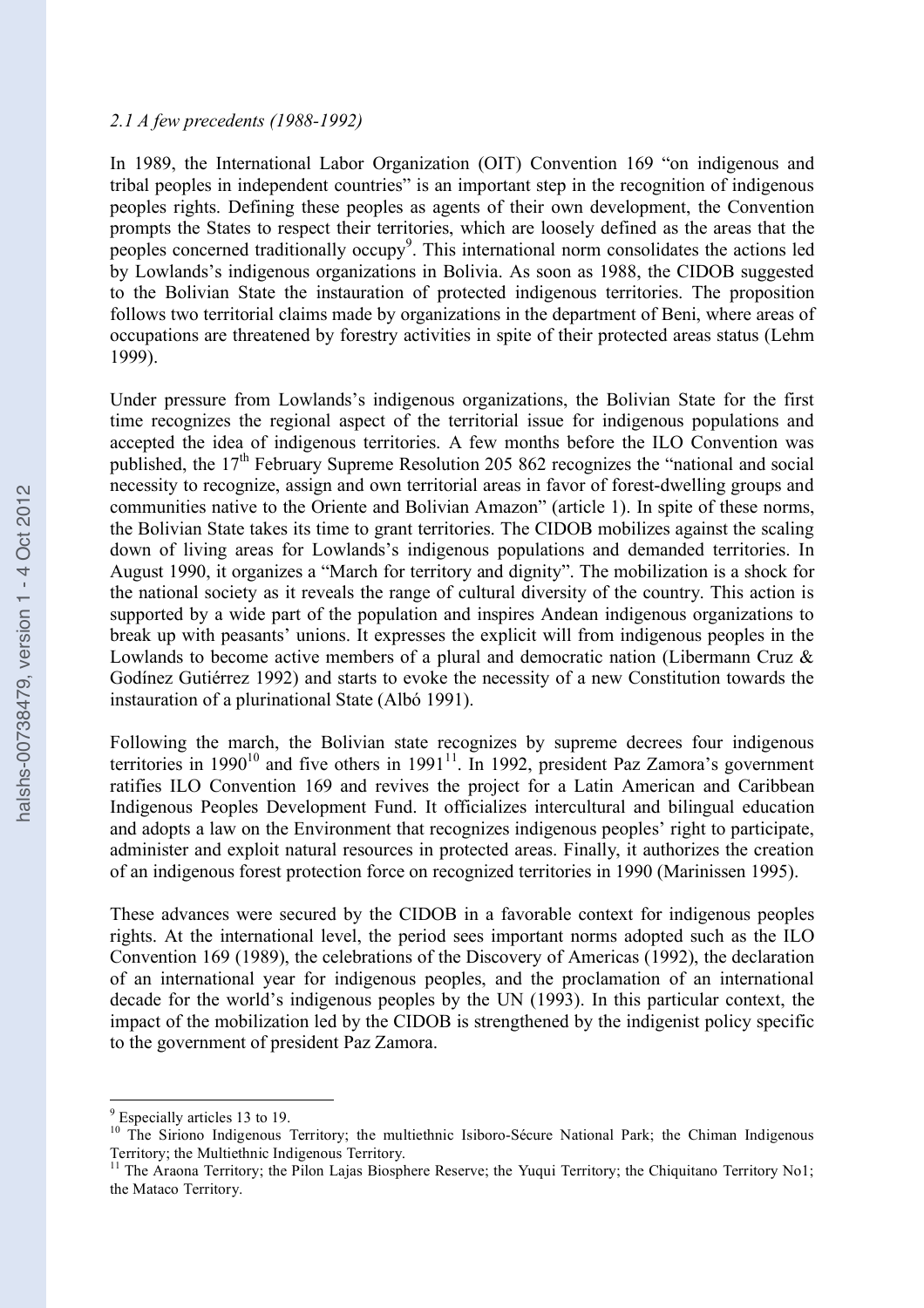### *2.1 A few precedents (1988-1992)*

In 1989, the International Labor Organization (OIT) Convention 169 "on indigenous and tribal peoples in independent countries" is an important step in the recognition of indigenous peoples rights. Defining these peoples as agents of their own development, the Convention prompts the States to respect their territories, which are loosely defined as the areas that the peoples concerned traditionally occupy[9]. This international norm consolidates the actions led by Lowlands's indigenous organizations in Bolivia. As soon as 1988, the CIDOB suggested to the Bolivian State the instauration of protected indigenous territories. The proposition follows two territorial claims made by organizations in the department of Beni, where areas of occupations are threatened by forestry activities in spite of their protected areas status (Lehm 1999).

Under pressure from Lowlands's indigenous organizations, the Bolivian State for the first time recognizes the regional aspect of the territorial issue for indigenous populations and accepted the idea of indigenous territories. A few months before the ILO Convention was published, the 17th February Supreme Resolution 205 862 recognizes the "national and social necessity to recognize, assign and own territorial areas in favor of forest-dwelling groups and communities native to the Oriente and Bolivian Amazon" (article 1). In spite of these norms, the Bolivian State takes its time to grant territories. The CIDOB mobilizes against the scaling down of living areas for Lowlands's indigenous populations and demanded territories. In August 1990, it organizes a "March for territory and dignity". The mobilization is a shock for the national society as it reveals the range of cultural diversity of the country. This action is supported by a wide part of the population and inspires Andean indigenous organizations to break up with peasants' unions. It expresses the explicit will from indigenous peoples in the Lowlands to become active members of a plural and democratic nation (Libermann Cruz & Godínez Gutiérrez 1992) and starts to evoke the necessity of a new Constitution towards the instauration of a plurinational State (Albó 1991).

Following the march, the Bolivian state recognizes by supreme decrees four indigenous territories in 1990[10] and five others in 1991[11]. In 1992, president Paz Zamora's government ratifies ILO Convention 169 and revives the project for a Latin American and Caribbean Indigenous Peoples Development Fund. It officializes intercultural and bilingual education and adopts a law on the Environment that recognizes indigenous peoples' right to participate, administer and exploit natural resources in protected areas. Finally, it authorizes the creation of an indigenous forest protection force on recognized territories in 1990 (Marinissen 1995).

These advances were secured by the CIDOB in a favorable context for indigenous peoples rights. At the international level, the period sees important norms adopted such as the ILO Convention 169 (1989), the celebrations of the Discovery of Americas (1992), the declaration of an international year for indigenous peoples, and the proclamation of an international decade for the world's indigenous peoples by the UN (1993). In this particular context, the impact of the mobilization led by the CIDOB is strengthened by the indigenist policy specific to the government of president Paz Zamora.

---

[9] Especially articles 13 to 19.

[10] The Siriono Indigenous Territory; the multiethnic Isiboro-Sécure National Park; the Chiman Indigenous Territory; the Multiethnic Indigenous Territory.

[11] The Araona Territory; the Pilon Lajas Biosphere Reserve; the Yuqui Territory; the Chiquitano Territory No1; the Mataco Territory.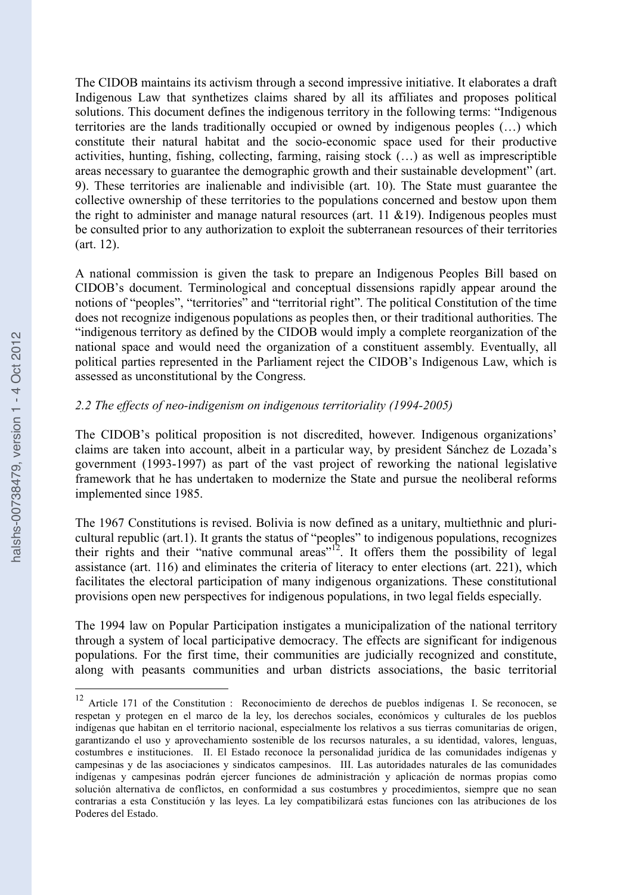The CIDOB maintains its activism through a second impressive initiative. It elaborates a draft Indigenous Law that synthetizes claims shared by all its affiliates and proposes political solutions. This document defines the indigenous territory in the following terms: "Indigenous territories are the lands traditionally occupied or owned by indigenous peoples (…) which constitute their natural habitat and the socio-economic space used for their productive activities, hunting, fishing, collecting, farming, raising stock (…) as well as imprescriptible areas necessary to guarantee the demographic growth and their sustainable development" (art. 9). These territories are inalienable and indivisible (art. 10). The State must guarantee the collective ownership of these territories to the populations concerned and bestow upon them the right to administer and manage natural resources (art. 11 &19). Indigenous peoples must be consulted prior to any authorization to exploit the subterranean resources of their territories (art. 12).

A national commission is given the task to prepare an Indigenous Peoples Bill based on CIDOB's document. Terminological and conceptual dissensions rapidly appear around the notions of "peoples", "territories" and "territorial right". The political Constitution of the time does not recognize indigenous populations as peoples then, or their traditional authorities. The "indigenous territory as defined by the CIDOB would imply a complete reorganization of the national space and would need the organization of a constituent assembly. Eventually, all political parties represented in the Parliament reject the CIDOB's Indigenous Law, which is assessed as unconstitutional by the Congress.

### *2.2 The effects of neo-indigenism on indigenous territoriality (1994-2005)*

The CIDOB's political proposition is not discredited, however. Indigenous organizations' claims are taken into account, albeit in a particular way, by president Sánchez de Lozada's government (1993-1997) as part of the vast project of reworking the national legislative framework that he has undertaken to modernize the State and pursue the neoliberal reforms implemented since 1985.

The 1967 Constitutions is revised. Bolivia is now defined as a unitary, multiethnic and pluri-cultural republic (art.1). It grants the status of "peoples" to indigenous populations, recognizes their rights and their "native communal areas"[12]. It offers them the possibility of legal assistance (art. 116) and eliminates the criteria of literacy to enter elections (art. 221), which facilitates the electoral participation of many indigenous organizations. These constitutional provisions open new perspectives for indigenous populations, in two legal fields especially.

The 1994 law on Popular Participation instigates a municipalization of the national territory through a system of local participative democracy. The effects are significant for indigenous populations. For the first time, their communities are judicially recognized and constitute, along with peasants communities and urban districts associations, the basic territorial

---

[12] Article 171 of the Constitution : Reconocimiento de derechos de pueblos indígenas I. Se reconocen, se respetan y protegen en el marco de la ley, los derechos sociales, económicos y culturales de los pueblos indígenas que habitan en el territorio nacional, especialmente los relativos a sus tierras comunitarias de origen, garantizando el uso y aprovechamiento sostenible de los recursos naturales, a su identidad, valores, lenguas, costumbres e instituciones. II. El Estado reconoce la personalidad jurídica de las comunidades indígenas y campesinas y de las asociaciones y sindicatos campesinos. III. Las autoridades naturales de las comunidades indígenas y campesinas podrán ejercer funciones de administración y aplicación de normas propias como solución alternativa de conflictos, en conformidad a sus costumbres y procedimientos, siempre que no sean contrarias a esta Constitución y las leyes. La ley compatibilizará estas funciones con las atribuciones de los Poderes del Estado.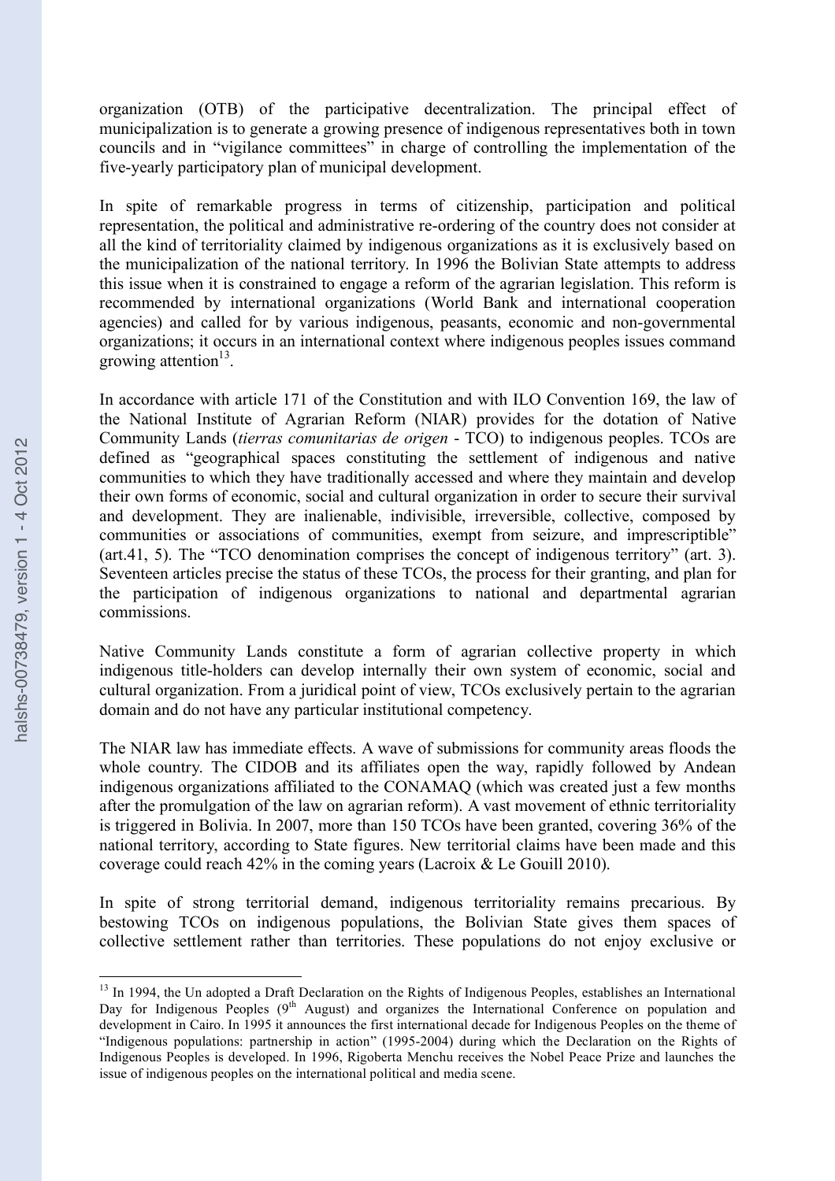organization (OTB) of the participative decentralization. The principal effect of municipalization is to generate a growing presence of indigenous representatives both in town councils and in "vigilance committees" in charge of controlling the implementation of the five-yearly participatory plan of municipal development.

In spite of remarkable progress in terms of citizenship, participation and political representation, the political and administrative re-ordering of the country does not consider at all the kind of territoriality claimed by indigenous organizations as it is exclusively based on the municipalization of the national territory. In 1996 the Bolivian State attempts to address this issue when it is constrained to engage a reform of the agrarian legislation. This reform is recommended by international organizations (World Bank and international cooperation agencies) and called for by various indigenous, peasants, economic and non-governmental organizations; it occurs in an international context where indigenous peoples issues command growing attention[13].

In accordance with article 171 of the Constitution and with ILO Convention 169, the law of the National Institute of Agrarian Reform (NIAR) provides for the dotation of Native Community Lands (*tierras comunitarias de origen* - TCO) to indigenous peoples. TCOs are defined as "geographical spaces constituting the settlement of indigenous and native communities to which they have traditionally accessed and where they maintain and develop their own forms of economic, social and cultural organization in order to secure their survival and development. They are inalienable, indivisible, irreversible, collective, composed by communities or associations of communities, exempt from seizure, and imprescriptible" (art.41, 5). The "TCO denomination comprises the concept of indigenous territory" (art. 3). Seventeen articles precise the status of these TCOs, the process for their granting, and plan for the participation of indigenous organizations to national and departmental agrarian commissions.

Native Community Lands constitute a form of agrarian collective property in which indigenous title-holders can develop internally their own system of economic, social and cultural organization. From a juridical point of view, TCOs exclusively pertain to the agrarian domain and do not have any particular institutional competency.

The NIAR law has immediate effects. A wave of submissions for community areas floods the whole country. The CIDOB and its affiliates open the way, rapidly followed by Andean indigenous organizations affiliated to the CONAMAQ (which was created just a few months after the promulgation of the law on agrarian reform). A vast movement of ethnic territoriality is triggered in Bolivia. In 2007, more than 150 TCOs have been granted, covering 36% of the national territory, according to State figures. New territorial claims have been made and this coverage could reach 42% in the coming years (Lacroix & Le Gouill 2010).

In spite of strong territorial demand, indigenous territoriality remains precarious. By bestowing TCOs on indigenous populations, the Bolivian State gives them spaces of collective settlement rather than territories. These populations do not enjoy exclusive or

---

[13] In 1994, the Un adopted a Draft Declaration on the Rights of Indigenous Peoples, establishes an International Day for Indigenous Peoples (9th August) and organizes the International Conference on population and development in Cairo. In 1995 it announces the first international decade for Indigenous Peoples on the theme of "Indigenous populations: partnership in action" (1995-2004) during which the Declaration on the Rights of Indigenous Peoples is developed. In 1996, Rigoberta Menchu receives the Nobel Peace Prize and launches the issue of indigenous peoples on the international political and media scene.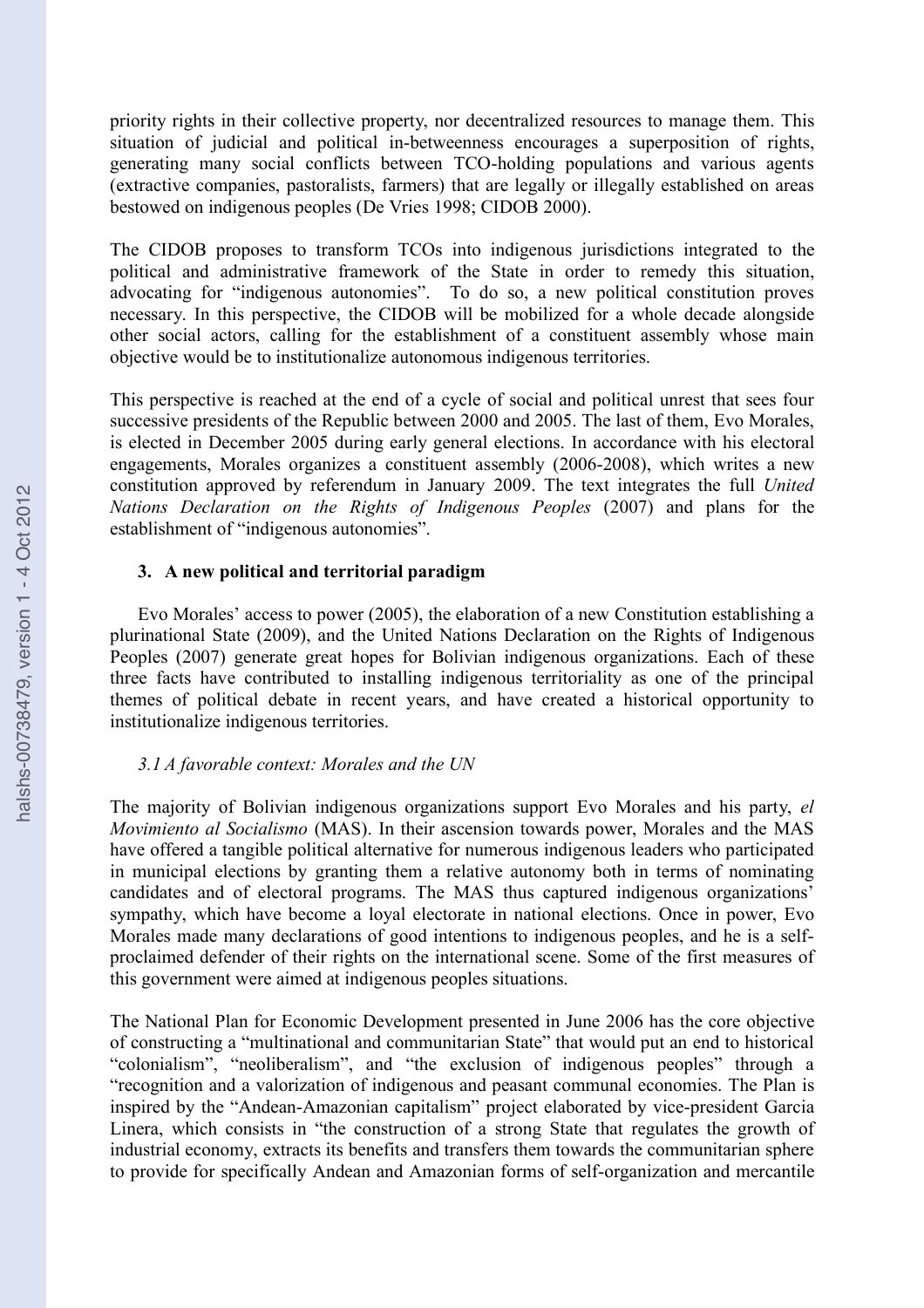priority rights in their collective property, nor decentralized resources to manage them. This situation of judicial and political in-betweenness encourages a superposition of rights, generating many social conflicts between TCO-holding populations and various agents (extractive companies, pastoralists, farmers) that are legally or illegally established on areas bestowed on indigenous peoples (De Vries 1998; CIDOB 2000).

The CIDOB proposes to transform TCOs into indigenous jurisdictions integrated to the political and administrative framework of the State in order to remedy this situation, advocating for "indigenous autonomies". To do so, a new political constitution proves necessary. In this perspective, the CIDOB will be mobilized for a whole decade alongside other social actors, calling for the establishment of a constituent assembly whose main objective would be to institutionalize autonomous indigenous territories.

This perspective is reached at the end of a cycle of social and political unrest that sees four successive presidents of the Republic between 2000 and 2005. The last of them, Evo Morales, is elected in December 2005 during early general elections. In accordance with his electoral engagements, Morales organizes a constituent assembly (2006-2008), which writes a new constitution approved by referendum in January 2009. The text integrates the full *United Nations Declaration on the Rights of Indigenous Peoples* (2007) and plans for the establishment of "indigenous autonomies".

## 3. A new political and territorial paradigm

Evo Morales' access to power (2005), the elaboration of a new Constitution establishing a plurinational State (2009), and the United Nations Declaration on the Rights of Indigenous Peoples (2007) generate great hopes for Bolivian indigenous organizations. Each of these three facts have contributed to installing indigenous territoriality as one of the principal themes of political debate in recent years, and have created a historical opportunity to institutionalize indigenous territories.

### *3.1 A favorable context: Morales and the UN*

The majority of Bolivian indigenous organizations support Evo Morales and his party, *el Movimiento al Socialismo* (MAS). In their ascension towards power, Morales and the MAS have offered a tangible political alternative for numerous indigenous leaders who participated in municipal elections by granting them a relative autonomy both in terms of nominating candidates and of electoral programs. The MAS thus captured indigenous organizations' sympathy, which have become a loyal electorate in national elections. Once in power, Evo Morales made many declarations of good intentions to indigenous peoples, and he is a self-proclaimed defender of their rights on the international scene. Some of the first measures of this government were aimed at indigenous peoples situations.

The National Plan for Economic Development presented in June 2006 has the core objective of constructing a "multinational and communitarian State" that would put an end to historical "colonialism", "neoliberalism", and "the exclusion of indigenous peoples" through a "recognition and a valorization of indigenous and peasant communal economies. The Plan is inspired by the "Andean-Amazonian capitalism" project elaborated by vice-president Garcia Linera, which consists in "the construction of a strong State that regulates the growth of industrial economy, extracts its benefits and transfers them towards the communitarian sphere to provide for specifically Andean and Amazonian forms of self-organization and mercantile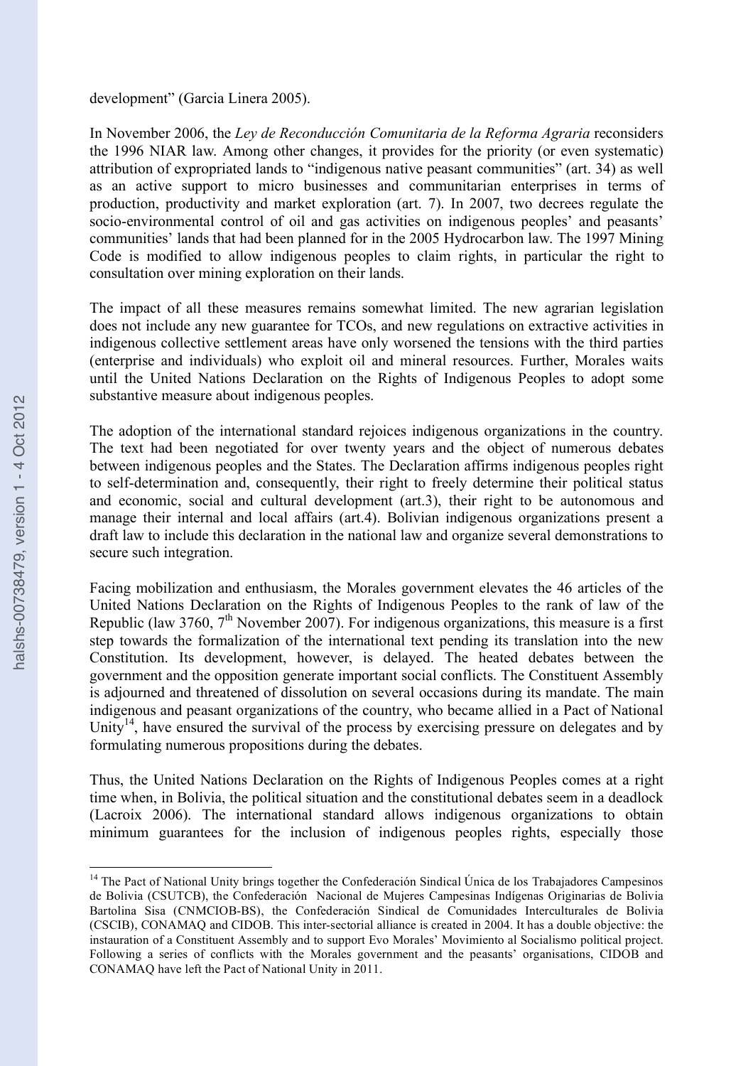development" (Garcia Linera 2005).

In November 2006, the *Ley de Reconducción Comunitaria de la Reforma Agraria* reconsiders the 1996 NIAR law. Among other changes, it provides for the priority (or even systematic) attribution of expropriated lands to "indigenous native peasant communities" (art. 34) as well as an active support to micro businesses and communitarian enterprises in terms of production, productivity and market exploration (art. 7). In 2007, two decrees regulate the socio-environmental control of oil and gas activities on indigenous peoples' and peasants' communities' lands that had been planned for in the 2005 Hydrocarbon law. The 1997 Mining Code is modified to allow indigenous peoples to claim rights, in particular the right to consultation over mining exploration on their lands.

The impact of all these measures remains somewhat limited. The new agrarian legislation does not include any new guarantee for TCOs, and new regulations on extractive activities in indigenous collective settlement areas have only worsened the tensions with the third parties (enterprise and individuals) who exploit oil and mineral resources. Further, Morales waits until the United Nations Declaration on the Rights of Indigenous Peoples to adopt some substantive measure about indigenous peoples.

The adoption of the international standard rejoices indigenous organizations in the country. The text had been negotiated for over twenty years and the object of numerous debates between indigenous peoples and the States. The Declaration affirms indigenous peoples right to self-determination and, consequently, their right to freely determine their political status and economic, social and cultural development (art.3), their right to be autonomous and manage their internal and local affairs (art.4). Bolivian indigenous organizations present a draft law to include this declaration in the national law and organize several demonstrations to secure such integration.

Facing mobilization and enthusiasm, the Morales government elevates the 46 articles of the United Nations Declaration on the Rights of Indigenous Peoples to the rank of law of the Republic (law 3760, 7th November 2007). For indigenous organizations, this measure is a first step towards the formalization of the international text pending its translation into the new Constitution. Its development, however, is delayed. The heated debates between the government and the opposition generate important social conflicts. The Constituent Assembly is adjourned and threatened of dissolution on several occasions during its mandate. The main indigenous and peasant organizations of the country, who became allied in a Pact of National Unity[14], have ensured the survival of the process by exercising pressure on delegates and by formulating numerous propositions during the debates.

Thus, the United Nations Declaration on the Rights of Indigenous Peoples comes at a right time when, in Bolivia, the political situation and the constitutional debates seem in a deadlock (Lacroix 2006). The international standard allows indigenous organizations to obtain minimum guarantees for the inclusion of indigenous peoples rights, especially those

[14] The Pact of National Unity brings together the Confederación Sindical Única de los Trabajadores Campesinos de Bolivia (CSUTCB), the Confederación Nacional de Mujeres Campesinas Indígenas Originarias de Bolivia Bartolina Sisa (CNMCIOB-BS), the Confederación Sindical de Comunidades Interculturales de Bolivia (CSCIB), CONAMAQ and CIDOB. This inter-sectorial alliance is created in 2004. It has a double objective: the instauration of a Constituent Assembly and to support Evo Morales' Movimiento al Socialismo political project. Following a series of conflicts with the Morales government and the peasants' organisations, CIDOB and CONAMAQ have left the Pact of National Unity in 2011.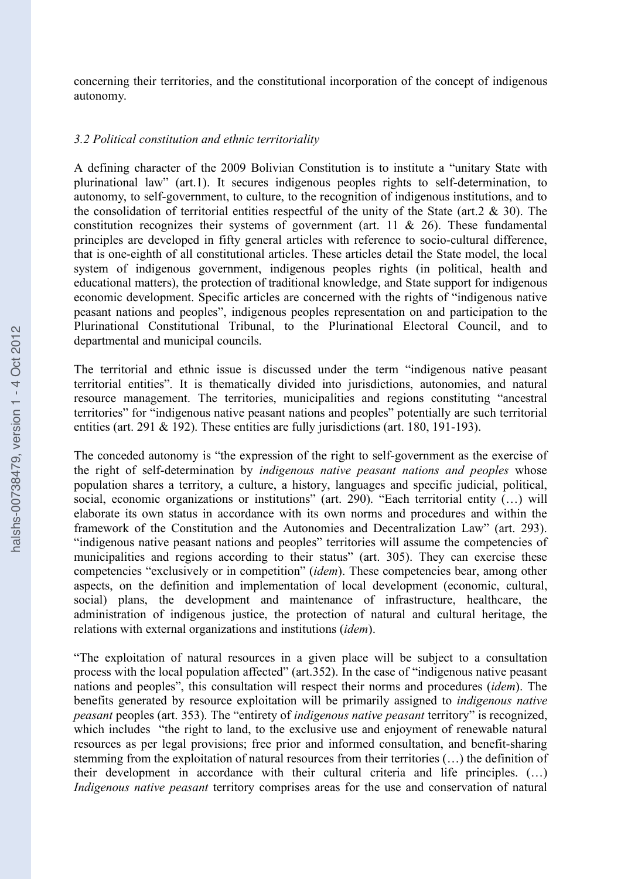concerning their territories, and the constitutional incorporation of the concept of indigenous autonomy.

### *3.2 Political constitution and ethnic territoriality*

A defining character of the 2009 Bolivian Constitution is to institute a "unitary State with plurinational law" (art.1). It secures indigenous peoples rights to self-determination, to autonomy, to self-government, to culture, to the recognition of indigenous institutions, and to the consolidation of territorial entities respectful of the unity of the State (art.2 & 30). The constitution recognizes their systems of government (art. 11 & 26). These fundamental principles are developed in fifty general articles with reference to socio-cultural difference, that is one-eighth of all constitutional articles. These articles detail the State model, the local system of indigenous government, indigenous peoples rights (in political, health and educational matters), the protection of traditional knowledge, and State support for indigenous economic development. Specific articles are concerned with the rights of "indigenous native peasant nations and peoples", indigenous peoples representation on and participation to the Plurinational Constitutional Tribunal, to the Plurinational Electoral Council, and to departmental and municipal councils.

The territorial and ethnic issue is discussed under the term "indigenous native peasant territorial entities". It is thematically divided into jurisdictions, autonomies, and natural resource management. The territories, municipalities and regions constituting "ancestral territories" for "indigenous native peasant nations and peoples" potentially are such territorial entities (art. 291 & 192). These entities are fully jurisdictions (art. 180, 191-193).

The conceded autonomy is "the expression of the right to self-government as the exercise of the right of self-determination by *indigenous native peasant nations and peoples* whose population shares a territory, a culture, a history, languages and specific judicial, political, social, economic organizations or institutions" (art. 290). "Each territorial entity (…) will elaborate its own status in accordance with its own norms and procedures and within the framework of the Constitution and the Autonomies and Decentralization Law" (art. 293). "indigenous native peasant nations and peoples" territories will assume the competencies of municipalities and regions according to their status" (art. 305). They can exercise these competencies "exclusively or in competition" (*idem*). These competencies bear, among other aspects, on the definition and implementation of local development (economic, cultural, social) plans, the development and maintenance of infrastructure, healthcare, the administration of indigenous justice, the protection of natural and cultural heritage, the relations with external organizations and institutions (*idem*).

"The exploitation of natural resources in a given place will be subject to a consultation process with the local population affected" (art.352). In the case of "indigenous native peasant nations and peoples", this consultation will respect their norms and procedures (*idem*). The benefits generated by resource exploitation will be primarily assigned to *indigenous native peasant* peoples (art. 353). The "entirety of *indigenous native peasant* territory" is recognized, which includes "the right to land, to the exclusive use and enjoyment of renewable natural resources as per legal provisions; free prior and informed consultation, and benefit-sharing stemming from the exploitation of natural resources from their territories (…) the definition of their development in accordance with their cultural criteria and life principles. (…) *Indigenous native peasant* territory comprises areas for the use and conservation of natural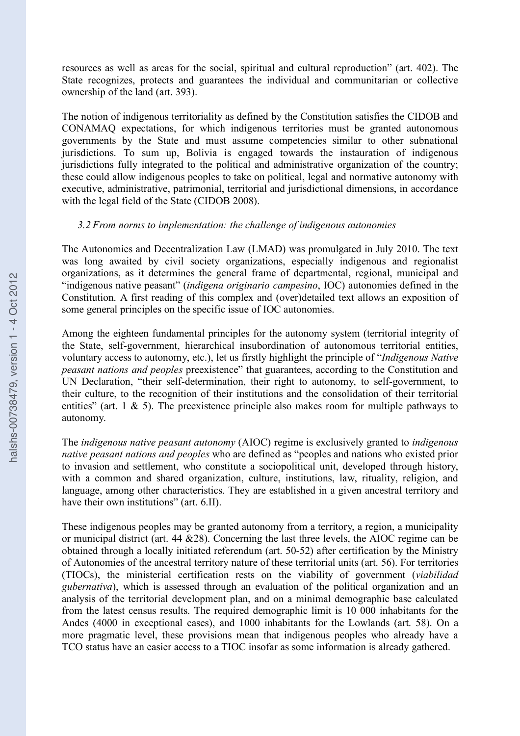resources as well as areas for the social, spiritual and cultural reproduction" (art. 402). The State recognizes, protects and guarantees the individual and communitarian or collective ownership of the land (art. 393).

The notion of indigenous territoriality as defined by the Constitution satisfies the CIDOB and CONAMAQ expectations, for which indigenous territories must be granted autonomous governments by the State and must assume competencies similar to other subnational jurisdictions. To sum up, Bolivia is engaged towards the instauration of indigenous jurisdictions fully integrated to the political and administrative organization of the country; these could allow indigenous peoples to take on political, legal and normative autonomy with executive, administrative, patrimonial, territorial and jurisdictional dimensions, in accordance with the legal field of the State (CIDOB 2008).

### *3.2 From norms to implementation: the challenge of indigenous autonomies*

The Autonomies and Decentralization Law (LMAD) was promulgated in July 2010. The text was long awaited by civil society organizations, especially indigenous and regionalist organizations, as it determines the general frame of departmental, regional, municipal and "indigenous native peasant" (*indigena originario campesino*, IOC) autonomies defined in the Constitution. A first reading of this complex and (over)detailed text allows an exposition of some general principles on the specific issue of IOC autonomies.

Among the eighteen fundamental principles for the autonomy system (territorial integrity of the State, self-government, hierarchical insubordination of autonomous territorial entities, voluntary access to autonomy, etc.), let us firstly highlight the principle of "*Indigenous Native peasant nations and peoples* preexistence" that guarantees, according to the Constitution and UN Declaration, "their self-determination, their right to autonomy, to self-government, to their culture, to the recognition of their institutions and the consolidation of their territorial entities" (art. 1 & 5). The preexistence principle also makes room for multiple pathways to autonomy.

The *indigenous native peasant autonomy* (AIOC) regime is exclusively granted to *indigenous native peasant nations and peoples* who are defined as "peoples and nations who existed prior to invasion and settlement, who constitute a sociopolitical unit, developed through history, with a common and shared organization, culture, institutions, law, rituality, religion, and language, among other characteristics. They are established in a given ancestral territory and have their own institutions" (art. 6.II).

These indigenous peoples may be granted autonomy from a territory, a region, a municipality or municipal district (art. 44 &28). Concerning the last three levels, the AIOC regime can be obtained through a locally initiated referendum (art. 50-52) after certification by the Ministry of Autonomies of the ancestral territory nature of these territorial units (art. 56). For territories (TIOCs), the ministerial certification rests on the viability of government (*viabilidad gubernativa*), which is assessed through an evaluation of the political organization and an analysis of the territorial development plan, and on a minimal demographic base calculated from the latest census results. The required demographic limit is 10 000 inhabitants for the Andes (4000 in exceptional cases), and 1000 inhabitants for the Lowlands (art. 58). On a more pragmatic level, these provisions mean that indigenous peoples who already have a TCO status have an easier access to a TIOC insofar as some information is already gathered.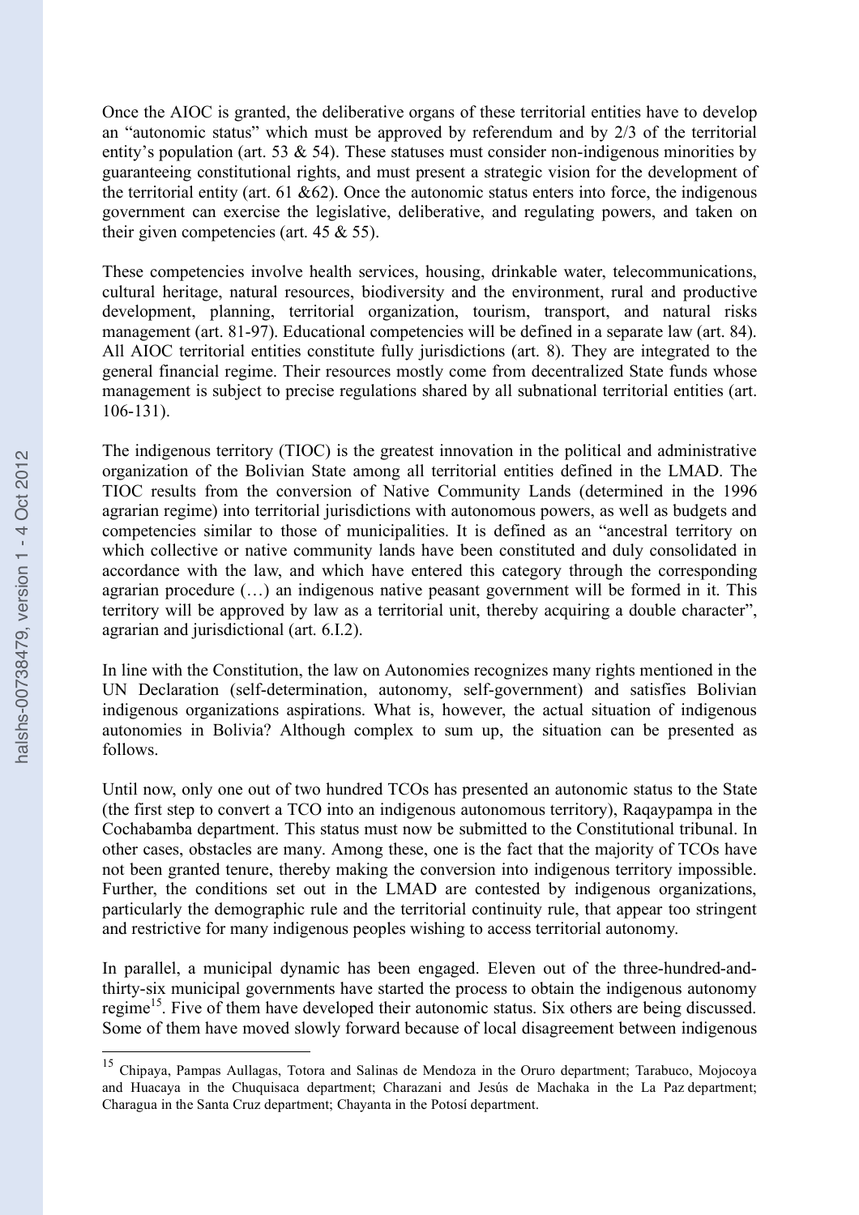Once the AIOC is granted, the deliberative organs of these territorial entities have to develop an "autonomic status" which must be approved by referendum and by 2/3 of the territorial entity's population (art. 53 & 54). These statuses must consider non-indigenous minorities by guaranteeing constitutional rights, and must present a strategic vision for the development of the territorial entity (art. 61 &62). Once the autonomic status enters into force, the indigenous government can exercise the legislative, deliberative, and regulating powers, and taken on their given competencies (art. 45 & 55).

These competencies involve health services, housing, drinkable water, telecommunications, cultural heritage, natural resources, biodiversity and the environment, rural and productive development, planning, territorial organization, tourism, transport, and natural risks management (art. 81-97). Educational competencies will be defined in a separate law (art. 84). All AIOC territorial entities constitute fully jurisdictions (art. 8). They are integrated to the general financial regime. Their resources mostly come from decentralized State funds whose management is subject to precise regulations shared by all subnational territorial entities (art. 106-131).

The indigenous territory (TIOC) is the greatest innovation in the political and administrative organization of the Bolivian State among all territorial entities defined in the LMAD. The TIOC results from the conversion of Native Community Lands (determined in the 1996 agrarian regime) into territorial jurisdictions with autonomous powers, as well as budgets and competencies similar to those of municipalities. It is defined as an "ancestral territory on which collective or native community lands have been constituted and duly consolidated in accordance with the law, and which have entered this category through the corresponding agrarian procedure (…) an indigenous native peasant government will be formed in it. This territory will be approved by law as a territorial unit, thereby acquiring a double character", agrarian and jurisdictional (art. 6.I.2).

In line with the Constitution, the law on Autonomies recognizes many rights mentioned in the UN Declaration (self-determination, autonomy, self-government) and satisfies Bolivian indigenous organizations aspirations. What is, however, the actual situation of indigenous autonomies in Bolivia? Although complex to sum up, the situation can be presented as follows.

Until now, only one out of two hundred TCOs has presented an autonomic status to the State (the first step to convert a TCO into an indigenous autonomous territory), Raqaypampa in the Cochabamba department. This status must now be submitted to the Constitutional tribunal. In other cases, obstacles are many. Among these, one is the fact that the majority of TCOs have not been granted tenure, thereby making the conversion into indigenous territory impossible. Further, the conditions set out in the LMAD are contested by indigenous organizations, particularly the demographic rule and the territorial continuity rule, that appear too stringent and restrictive for many indigenous peoples wishing to access territorial autonomy.

In parallel, a municipal dynamic has been engaged. Eleven out of the three-hundred-and-thirty-six municipal governments have started the process to obtain the indigenous autonomy regime[15]. Five of them have developed their autonomic status. Six others are being discussed. Some of them have moved slowly forward because of local disagreement between indigenous

---

[15] Chipaya, Pampas Aullagas, Totora and Salinas de Mendoza in the Oruro department; Tarabuco, Mojocoya and Huacaya in the Chuquisaca department; Charazani and Jesús de Machaka in the La Paz department; Charagua in the Santa Cruz department; Chayanta in the Potosí department.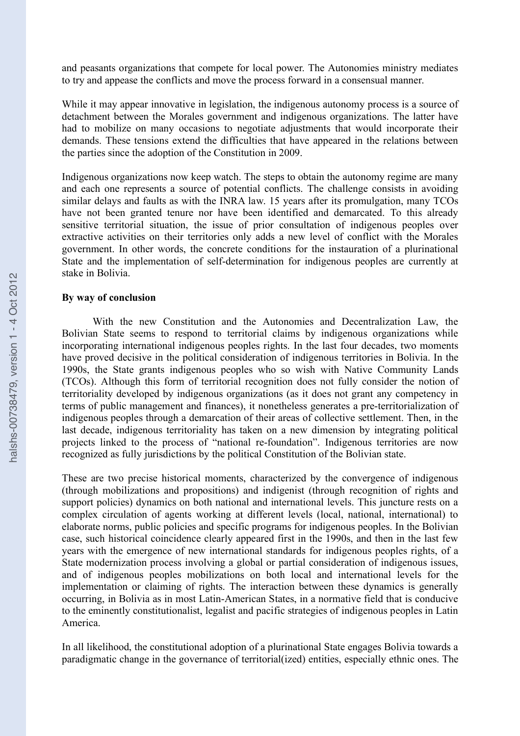and peasants organizations that compete for local power. The Autonomies ministry mediates to try and appease the conflicts and move the process forward in a consensual manner.

While it may appear innovative in legislation, the indigenous autonomy process is a source of detachment between the Morales government and indigenous organizations. The latter have had to mobilize on many occasions to negotiate adjustments that would incorporate their demands. These tensions extend the difficulties that have appeared in the relations between the parties since the adoption of the Constitution in 2009.

Indigenous organizations now keep watch. The steps to obtain the autonomy regime are many and each one represents a source of potential conflicts. The challenge consists in avoiding similar delays and faults as with the INRA law. 15 years after its promulgation, many TCOs have not been granted tenure nor have been identified and demarcated. To this already sensitive territorial situation, the issue of prior consultation of indigenous peoples over extractive activities on their territories only adds a new level of conflict with the Morales government. In other words, the concrete conditions for the instauration of a plurinational State and the implementation of self-determination for indigenous peoples are currently at stake in Bolivia.

**By way of conclusion**

With the new Constitution and the Autonomies and Decentralization Law, the Bolivian State seems to respond to territorial claims by indigenous organizations while incorporating international indigenous peoples rights. In the last four decades, two moments have proved decisive in the political consideration of indigenous territories in Bolivia. In the 1990s, the State grants indigenous peoples who so wish with Native Community Lands (TCOs). Although this form of territorial recognition does not fully consider the notion of territoriality developed by indigenous organizations (as it does not grant any competency in terms of public management and finances), it nonetheless generates a pre-territorialization of indigenous peoples through a demarcation of their areas of collective settlement. Then, in the last decade, indigenous territoriality has taken on a new dimension by integrating political projects linked to the process of "national re-foundation". Indigenous territories are now recognized as fully jurisdictions by the political Constitution of the Bolivian state.

These are two precise historical moments, characterized by the convergence of indigenous (through mobilizations and propositions) and indigenist (through recognition of rights and support policies) dynamics on both national and international levels. This juncture rests on a complex circulation of agents working at different levels (local, national, international) to elaborate norms, public policies and specific programs for indigenous peoples. In the Bolivian case, such historical coincidence clearly appeared first in the 1990s, and then in the last few years with the emergence of new international standards for indigenous peoples rights, of a State modernization process involving a global or partial consideration of indigenous issues, and of indigenous peoples mobilizations on both local and international levels for the implementation or claiming of rights. The interaction between these dynamics is generally occurring, in Bolivia as in most Latin-American States, in a normative field that is conducive to the eminently constitutionalist, legalist and pacific strategies of indigenous peoples in Latin America.

In all likelihood, the constitutional adoption of a plurinational State engages Bolivia towards a paradigmatic change in the governance of territorial(ized) entities, especially ethnic ones. The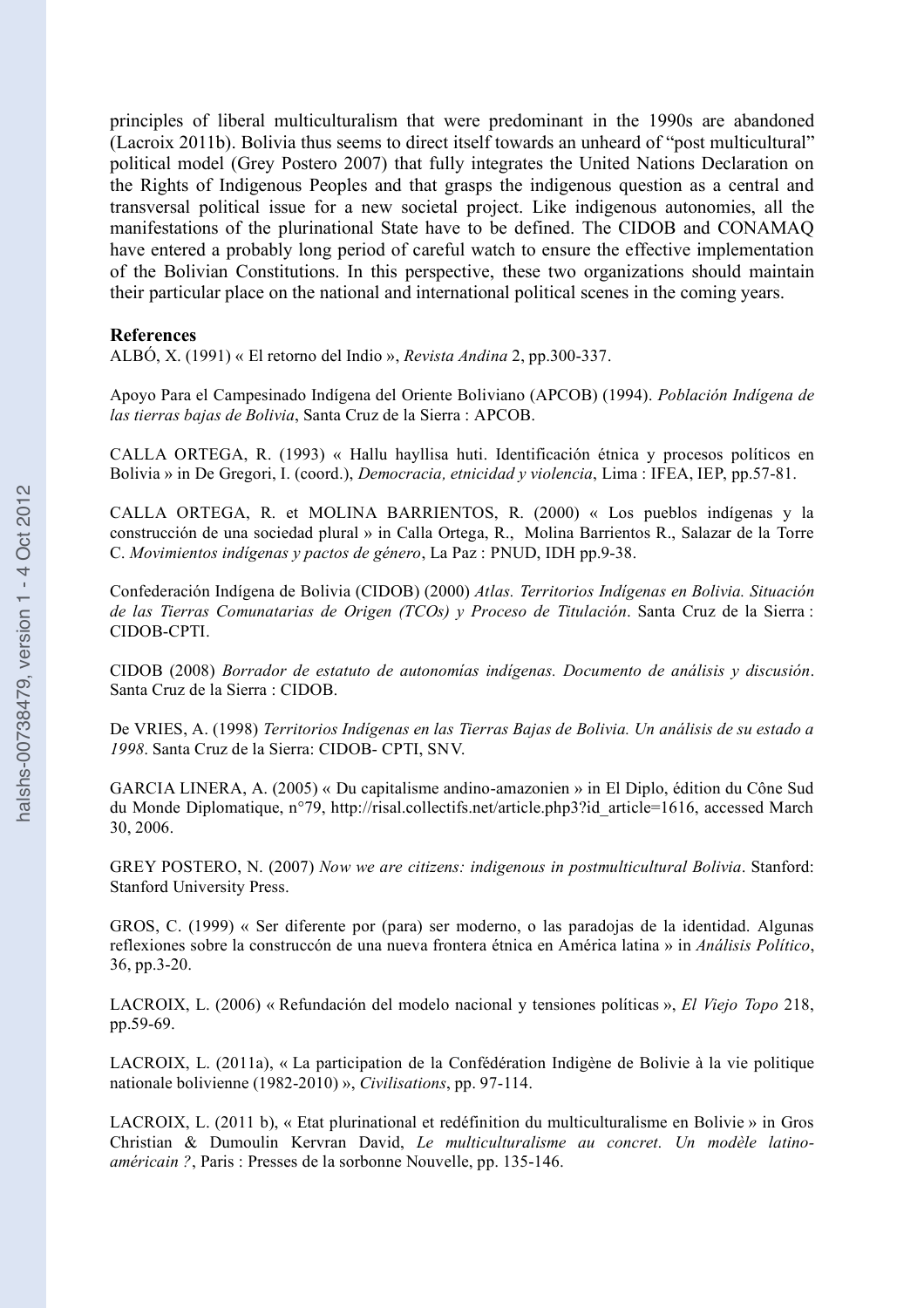principles of liberal multiculturalism that were predominant in the 1990s are abandoned (Lacroix 2011b). Bolivia thus seems to direct itself towards an unheard of "post multicultural" political model (Grey Postero 2007) that fully integrates the United Nations Declaration on the Rights of Indigenous Peoples and that grasps the indigenous question as a central and transversal political issue for a new societal project. Like indigenous autonomies, all the manifestations of the plurinational State have to be defined. The CIDOB and CONAMAQ have entered a probably long period of careful watch to ensure the effective implementation of the Bolivian Constitutions. In this perspective, these two organizations should maintain their particular place on the national and international political scenes in the coming years.

**References**

ALBÓ, X. (1991) « El retorno del Indio », *Revista Andina* 2, pp.300-337.

Apoyo Para el Campesinado Indígena del Oriente Boliviano (APCOB) (1994). *Población Indígena de las tierras bajas de Bolivia*, Santa Cruz de la Sierra : APCOB.

CALLA ORTEGA, R. (1993) « Hallu hayllisa huti. Identificación étnica y procesos políticos en Bolivia » in De Gregori, I. (coord.), *Democracia, etnicidad y violencia*, Lima : IFEA, IEP, pp.57-81.

CALLA ORTEGA, R. et MOLINA BARRIENTOS, R. (2000) « Los pueblos indígenas y la construcción de una sociedad plural » in Calla Ortega, R., Molina Barrientos R., Salazar de la Torre C. *Movimientos indígenas y pactos de género*, La Paz : PNUD, IDH pp.9-38.

Confederación Indígena de Bolivia (CIDOB) (2000) *Atlas. Territorios Indígenas en Bolivia. Situación de las Tierras Comunatarias de Origen (TCOs) y Proceso de Titulación*. Santa Cruz de la Sierra : CIDOB-CPTI.

CIDOB (2008) *Borrador de estatuto de autonomías indígenas. Documento de análisis y discusión*. Santa Cruz de la Sierra : CIDOB.

De VRIES, A. (1998) *Territorios Indígenas en las Tierras Bajas de Bolivia. Un análisis de su estado a 1998*. Santa Cruz de la Sierra: CIDOB- CPTI, SNV.

GARCIA LINERA, A. (2005) « Du capitalisme andino-amazonien » in El Diplo, édition du Cône Sud du Monde Diplomatique, n°79, http://risal.collectifs.net/article.php3?id_article=1616, accessed March 30, 2006.

GREY POSTERO, N. (2007) *Now we are citizens: indigenous in postmulticultural Bolivia*. Stanford: Stanford University Press.

GROS, C. (1999) « Ser diferente por (para) ser moderno, o las paradojas de la identidad. Algunas reflexiones sobre la construccón de una nueva frontera étnica en América latina » in *Análisis Político*, 36, pp.3-20.

LACROIX, L. (2006) « Refundación del modelo nacional y tensiones políticas », *El Viejo Topo* 218, pp.59-69.

LACROIX, L. (2011a), « La participation de la Confédération Indigène de Bolivie à la vie politique nationale bolivienne (1982-2010) », *Civilisations*, pp. 97-114.

LACROIX, L. (2011 b), « Etat plurinational et redéfinition du multiculturalisme en Bolivie » in Gros Christian & Dumoulin Kervran David, *Le multiculturalisme au concret. Un modèle latino-américain ?*, Paris : Presses de la sorbonne Nouvelle, pp. 135-146.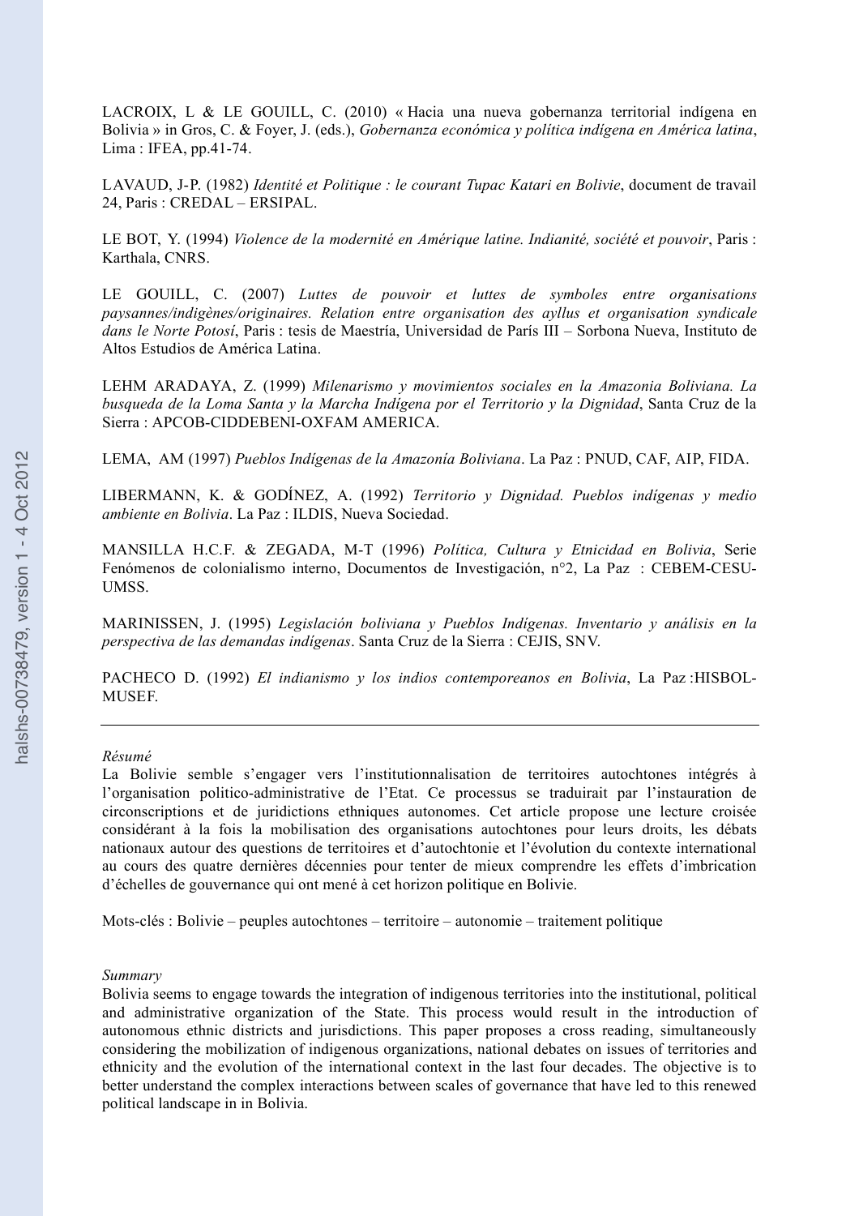LACROIX, L & LE GOUILL, C. (2010) « Hacia una nueva gobernanza territorial indígena en Bolivia » in Gros, C. & Foyer, J. (eds.), *Gobernanza económica y política indígena en América latina*, Lima : IFEA, pp.41-74.

LAVAUD, J-P. (1982) *Identité et Politique : le courant Tupac Katari en Bolivie*, document de travail 24, Paris : CREDAL – ERSIPAL.

LE BOT, Y. (1994) *Violence de la modernité en Amérique latine. Indianité, société et pouvoir*, Paris : Karthala, CNRS.

LE GOUILL, C. (2007) *Luttes de pouvoir et luttes de symboles entre organisations paysannes/indigènes/originaires. Relation entre organisation des ayllus et organisation syndicale dans le Norte Potosí*, Paris : tesis de Maestría, Universidad de París III – Sorbona Nueva, Instituto de Altos Estudios de América Latina.

LEHM ARADAYA, Z. (1999) *Milenarismo y movimientos sociales en la Amazonia Boliviana. La busqueda de la Loma Santa y la Marcha Indígena por el Territorio y la Dignidad*, Santa Cruz de la Sierra : APCOB-CIDDEBENI-OXFAM AMERICA.

LEMA, AM (1997) *Pueblos Indígenas de la Amazonía Boliviana*. La Paz : PNUD, CAF, AIP, FIDA.

LIBERMANN, K. & GODÍNEZ, A. (1992) *Territorio y Dignidad. Pueblos indígenas y medio ambiente en Bolivia*. La Paz : ILDIS, Nueva Sociedad.

MANSILLA H.C.F. & ZEGADA, M-T (1996) *Política, Cultura y Etnicidad en Bolivia*, Serie Fenómenos de colonialismo interno, Documentos de Investigación, n°2, La Paz : CEBEM-CESU-UMSS.

MARINISSEN, J. (1995) *Legislación boliviana y Pueblos Indígenas. Inventario y análisis en la perspectiva de las demandas indígenas*. Santa Cruz de la Sierra : CEJIS, SNV.

PACHECO D. (1992) *El indianismo y los indios contemporeanos en Bolivia*, La Paz :HISBOL-MUSEF.

---

*Résumé*

La Bolivie semble s'engager vers l'institutionnalisation de territoires autochtones intégrés à l'organisation politico-administrative de l'Etat. Ce processus se traduirait par l'instauration de circonscriptions et de juridictions ethniques autonomes. Cet article propose une lecture croisée considérant à la fois la mobilisation des organisations autochtones pour leurs droits, les débats nationaux autour des questions de territoires et d'autochtonie et l'évolution du contexte international au cours des quatre dernières décennies pour tenter de mieux comprendre les effets d'imbrication d'échelles de gouvernance qui ont mené à cet horizon politique en Bolivie.

Mots-clés : Bolivie – peuples autochtones – territoire – autonomie – traitement politique

*Summary*

Bolivia seems to engage towards the integration of indigenous territories into the institutional, political and administrative organization of the State. This process would result in the introduction of autonomous ethnic districts and jurisdictions. This paper proposes a cross reading, simultaneously considering the mobilization of indigenous organizations, national debates on issues of territories and ethnicity and the evolution of the international context in the last four decades. The objective is to better understand the complex interactions between scales of governance that have led to this renewed political landscape in in Bolivia.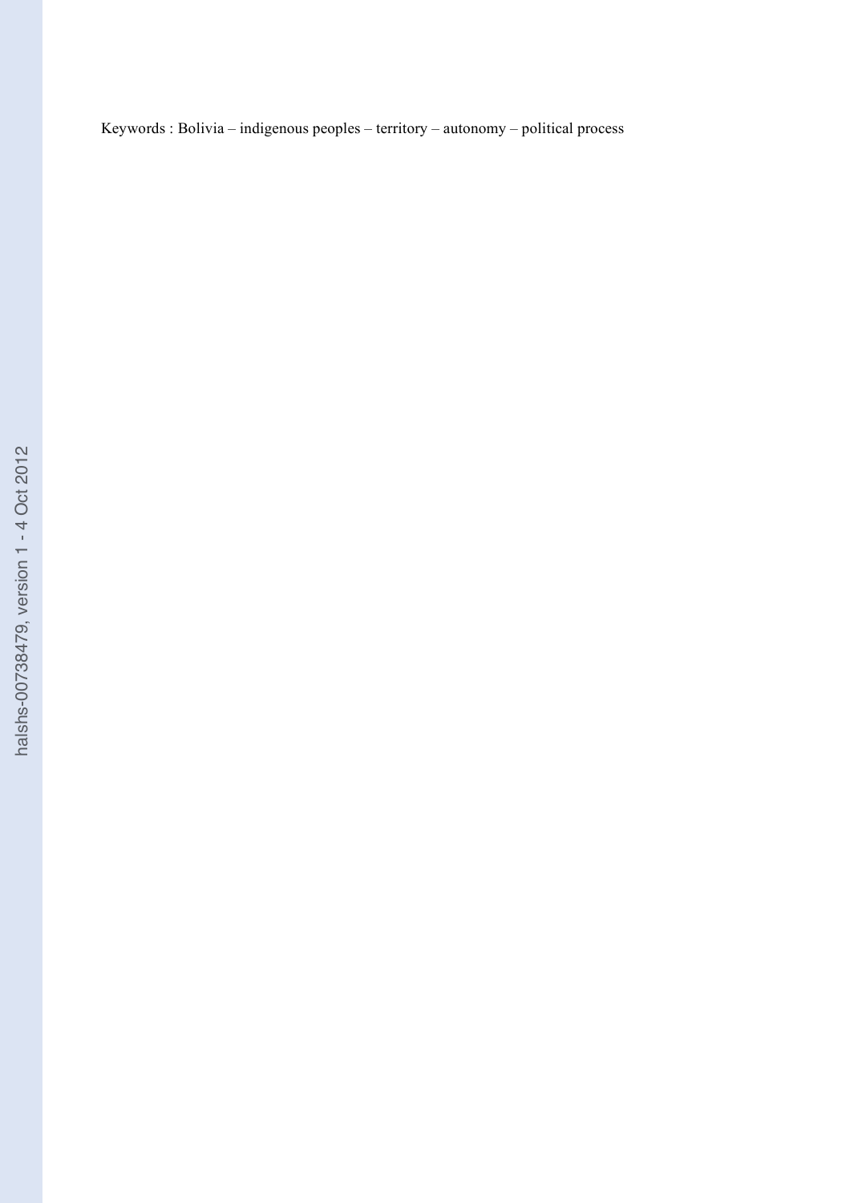Keywords : Bolivia – indigenous peoples – territory – autonomy – political process